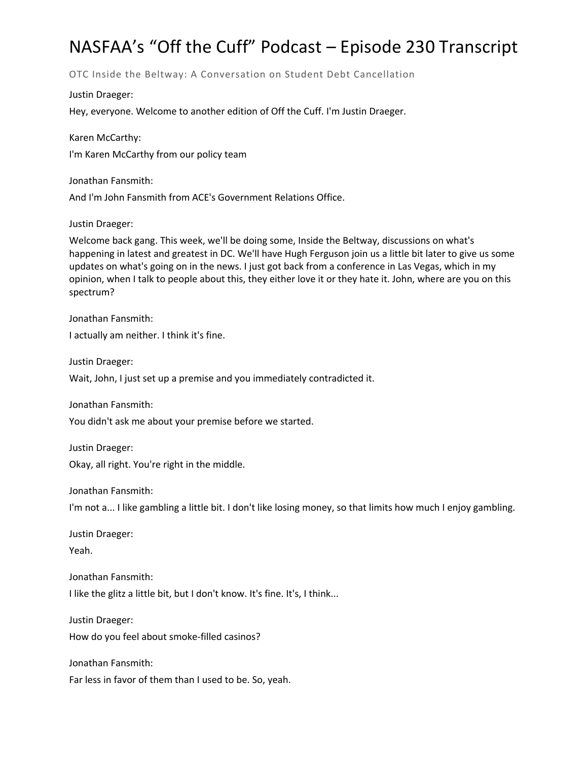# NASFAA's "Off the Cuff" Podcast – Episode 230 Transcript

OTC Inside the Beltway: A Conversation on Student Debt Cancellation

Justin Draeger:

Hey, everyone. Welcome to another edition of Off the Cuff. I'm Justin Draeger.

Karen McCarthy:

I'm Karen McCarthy from our policy team

Jonathan Fansmith:

And I'm John Fansmith from ACE's Government Relations Office.

Justin Draeger:

Welcome back gang. This week, we'll be doing some, Inside the Beltway, discussions on what's happening in latest and greatest in DC. We'll have Hugh Ferguson join us a little bit later to give us some updates on what's going on in the news. I just got back from a conference in Las Vegas, which in my opinion, when I talk to people about this, they either love it or they hate it. John, where are you on this spectrum?

Jonathan Fansmith:

I actually am neither. I think it's fine.

Justin Draeger:

Wait, John, I just set up a premise and you immediately contradicted it.

Jonathan Fansmith:

You didn't ask me about your premise before we started.

Justin Draeger:

Okay, all right. You're right in the middle.

Jonathan Fansmith:

I'm not a... I like gambling a little bit. I don't like losing money, so that limits how much I enjoy gambling.

Justin Draeger:

Yeah.

Jonathan Fansmith:

I like the glitz a little bit, but I don't know. It's fine. It's, I think...

Justin Draeger:

How do you feel about smoke-filled casinos?

Jonathan Fansmith:

Far less in favor of them than I used to be. So, yeah.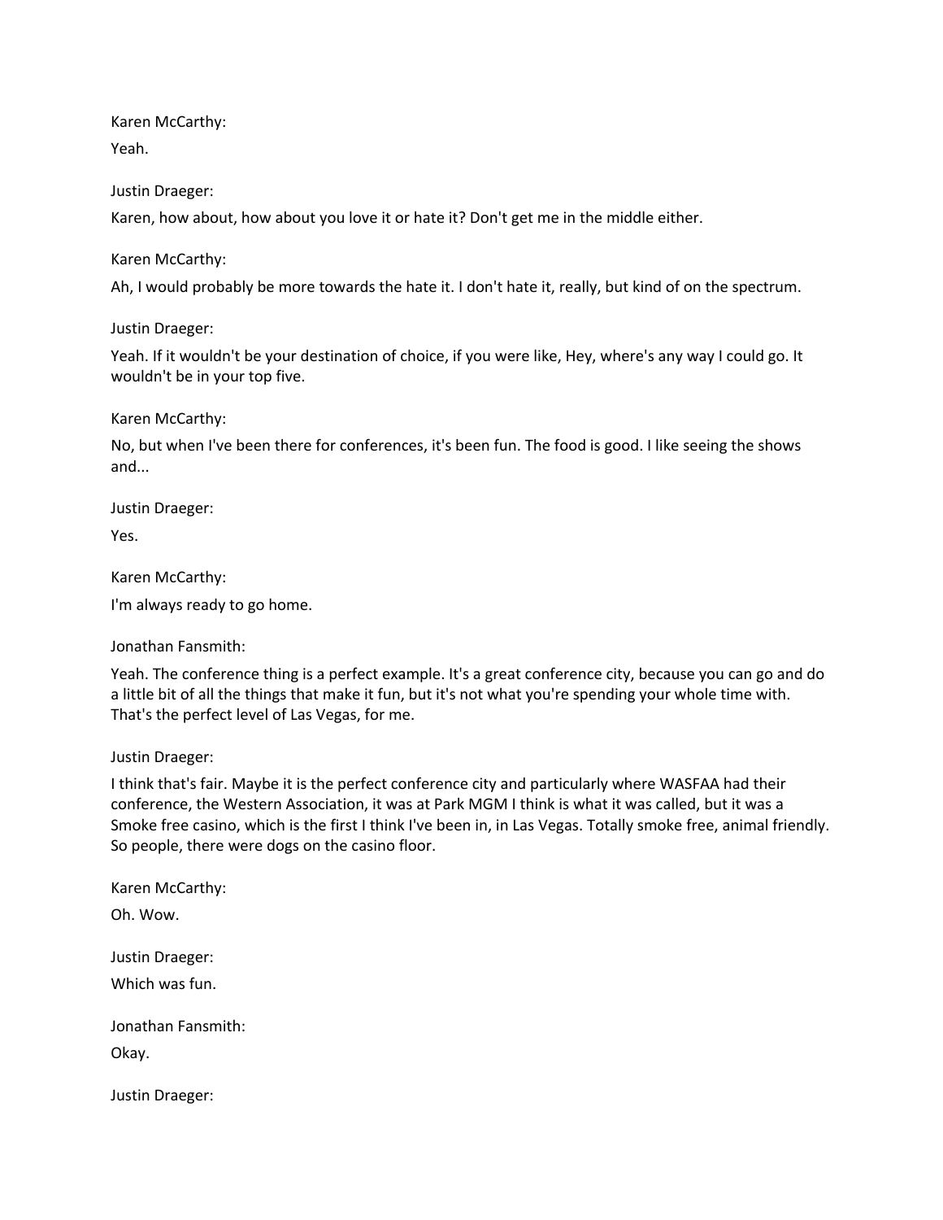Karen McCarthy:

Yeah.

Justin Draeger:

Karen, how about, how about you love it or hate it? Don't get me in the middle either.

Karen McCarthy:

Ah, I would probably be more towards the hate it. I don't hate it, really, but kind of on the spectrum.

Justin Draeger:

Yeah. If it wouldn't be your destination of choice, if you were like, Hey, where's any way I could go. It wouldn't be in your top five.

Karen McCarthy:

No, but when I've been there for conferences, it's been fun. The food is good. I like seeing the shows and...

Justin Draeger:

Yes.

Karen McCarthy:

I'm always ready to go home.

Jonathan Fansmith:

Yeah. The conference thing is a perfect example. It's a great conference city, because you can go and do a little bit of all the things that make it fun, but it's not what you're spending your whole time with. That's the perfect level of Las Vegas, for me.

Justin Draeger:

I think that's fair. Maybe it is the perfect conference city and particularly where WASFAA had their conference, the Western Association, it was at Park MGM I think is what it was called, but it was a Smoke free casino, which is the first I think I've been in, in Las Vegas. Totally smoke free, animal friendly. So people, there were dogs on the casino floor.

Karen McCarthy:

Oh. Wow.

Justin Draeger:

Which was fun.

Jonathan Fansmith:

Okay.

Justin Draeger: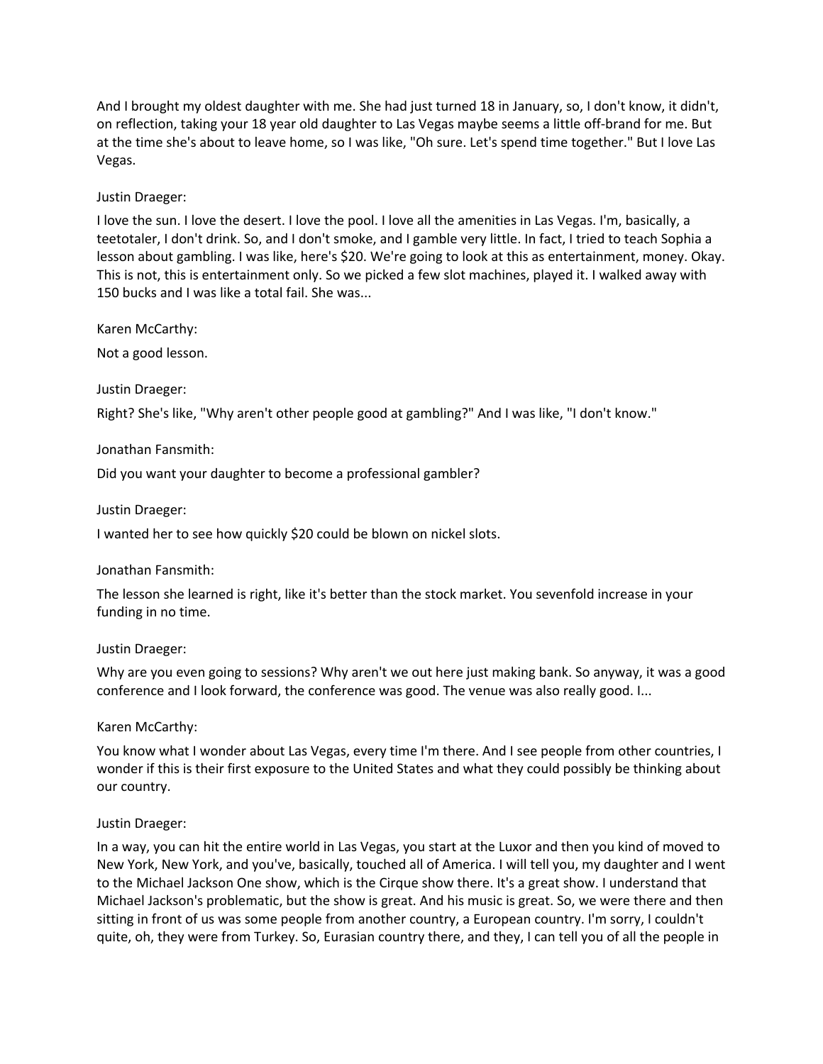And I brought my oldest daughter with me. She had just turned 18 in January, so, I don't know, it didn't, on reflection, taking your 18 year old daughter to Las Vegas maybe seems a little off-brand for me. But at the time she's about to leave home, so I was like, "Oh sure. Let's spend time together." But I love Las Vegas.

Justin Draeger:

I love the sun. I love the desert. I love the pool. I love all the amenities in Las Vegas. I'm, basically, a teetotaler, I don't drink. So, and I don't smoke, and I gamble very little. In fact, I tried to teach Sophia a lesson about gambling. I was like, here's $20. We're going to look at this as entertainment, money. Okay. This is not, this is entertainment only. So we picked a few slot machines, played it. I walked away with 150 bucks and I was like a total fail. She was...

Karen McCarthy:

Not a good lesson.

Justin Draeger:

Right? She's like, "Why aren't other people good at gambling?" And I was like, "I don't know."

Jonathan Fansmith:

Did you want your daughter to become a professional gambler?

Justin Draeger:

I wanted her to see how quickly $20 could be blown on nickel slots.

Jonathan Fansmith:

The lesson she learned is right, like it's better than the stock market. You sevenfold increase in your funding in no time.

Justin Draeger:

Why are you even going to sessions? Why aren't we out here just making bank. So anyway, it was a good conference and I look forward, the conference was good. The venue was also really good. I...

Karen McCarthy:

You know what I wonder about Las Vegas, every time I'm there. And I see people from other countries, I wonder if this is their first exposure to the United States and what they could possibly be thinking about our country.

Justin Draeger:

In a way, you can hit the entire world in Las Vegas, you start at the Luxor and then you kind of moved to New York, New York, and you've, basically, touched all of America. I will tell you, my daughter and I went to the Michael Jackson One show, which is the Cirque show there. It's a great show. I understand that Michael Jackson's problematic, but the show is great. And his music is great. So, we were there and then sitting in front of us was some people from another country, a European country. I'm sorry, I couldn't quite, oh, they were from Turkey. So, Eurasian country there, and they, I can tell you of all the people in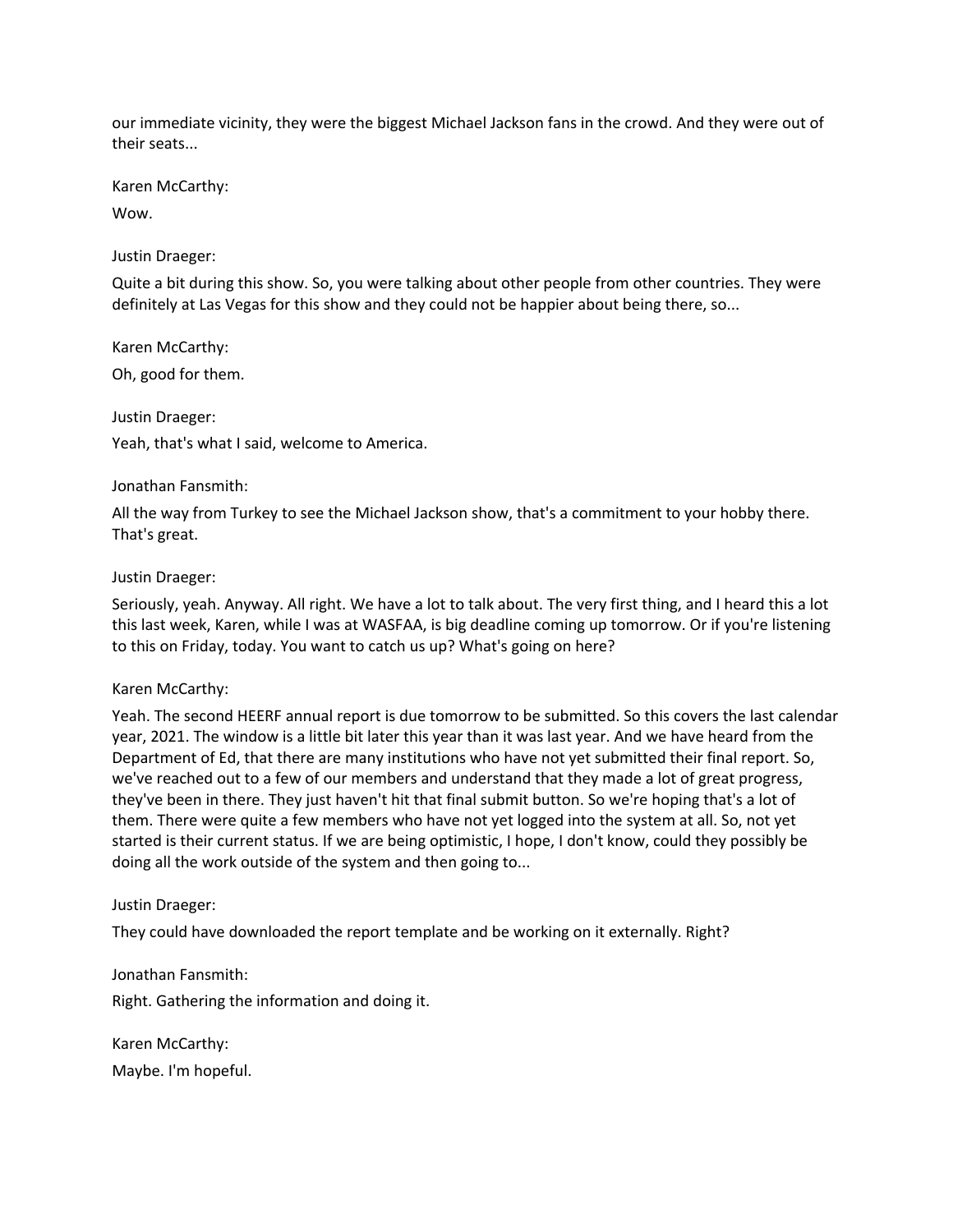our immediate vicinity, they were the biggest Michael Jackson fans in the crowd. And they were out of their seats...

Karen McCarthy:

Wow.

Justin Draeger:

Quite a bit during this show. So, you were talking about other people from other countries. They were definitely at Las Vegas for this show and they could not be happier about being there, so...

Karen McCarthy:

Oh, good for them.

Justin Draeger:

Yeah, that's what I said, welcome to America.

Jonathan Fansmith:

All the way from Turkey to see the Michael Jackson show, that's a commitment to your hobby there. That's great.

Justin Draeger:

Seriously, yeah. Anyway. All right. We have a lot to talk about. The very first thing, and I heard this a lot this last week, Karen, while I was at WASFAA, is big deadline coming up tomorrow. Or if you're listening to this on Friday, today. You want to catch us up? What's going on here?

Karen McCarthy:

Yeah. The second HEERF annual report is due tomorrow to be submitted. So this covers the last calendar year, 2021. The window is a little bit later this year than it was last year. And we have heard from the Department of Ed, that there are many institutions who have not yet submitted their final report. So, we've reached out to a few of our members and understand that they made a lot of great progress, they've been in there. They just haven't hit that final submit button. So we're hoping that's a lot of them. There were quite a few members who have not yet logged into the system at all. So, not yet started is their current status. If we are being optimistic, I hope, I don't know, could they possibly be doing all the work outside of the system and then going to...

Justin Draeger:

They could have downloaded the report template and be working on it externally. Right?

Jonathan Fansmith:

Right. Gathering the information and doing it.

Karen McCarthy:

Maybe. I'm hopeful.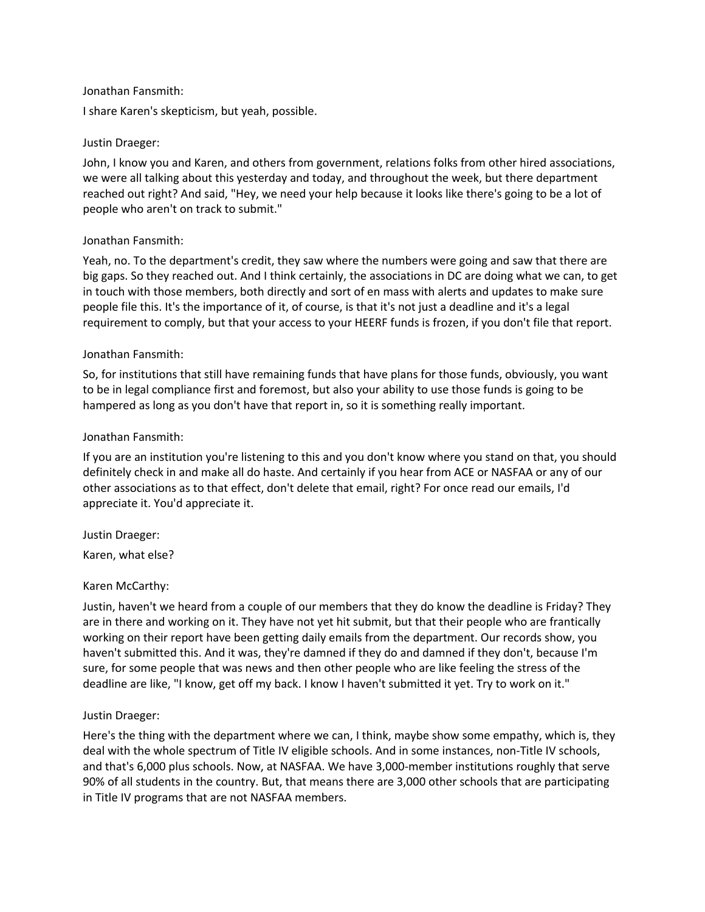Jonathan Fansmith:

I share Karen's skepticism, but yeah, possible.

Justin Draeger:

John, I know you and Karen, and others from government, relations folks from other hired associations, we were all talking about this yesterday and today, and throughout the week, but there department reached out right? And said, "Hey, we need your help because it looks like there's going to be a lot of people who aren't on track to submit."

Jonathan Fansmith:

Yeah, no. To the department's credit, they saw where the numbers were going and saw that there are big gaps. So they reached out. And I think certainly, the associations in DC are doing what we can, to get in touch with those members, both directly and sort of en mass with alerts and updates to make sure people file this. It's the importance of it, of course, is that it's not just a deadline and it's a legal requirement to comply, but that your access to your HEERF funds is frozen, if you don't file that report.

Jonathan Fansmith:

So, for institutions that still have remaining funds that have plans for those funds, obviously, you want to be in legal compliance first and foremost, but also your ability to use those funds is going to be hampered as long as you don't have that report in, so it is something really important.

Jonathan Fansmith:

If you are an institution you're listening to this and you don't know where you stand on that, you should definitely check in and make all do haste. And certainly if you hear from ACE or NASFAA or any of our other associations as to that effect, don't delete that email, right? For once read our emails, I'd appreciate it. You'd appreciate it.

Justin Draeger:

Karen, what else?

Karen McCarthy:

Justin, haven't we heard from a couple of our members that they do know the deadline is Friday? They are in there and working on it. They have not yet hit submit, but that their people who are frantically working on their report have been getting daily emails from the department. Our records show, you haven't submitted this. And it was, they're damned if they do and damned if they don't, because I'm sure, for some people that was news and then other people who are like feeling the stress of the deadline are like, "I know, get off my back. I know I haven't submitted it yet. Try to work on it."

Justin Draeger:

Here's the thing with the department where we can, I think, maybe show some empathy, which is, they deal with the whole spectrum of Title IV eligible schools. And in some instances, non-Title IV schools, and that's 6,000 plus schools. Now, at NASFAA. We have 3,000-member institutions roughly that serve 90% of all students in the country. But, that means there are 3,000 other schools that are participating in Title IV programs that are not NASFAA members.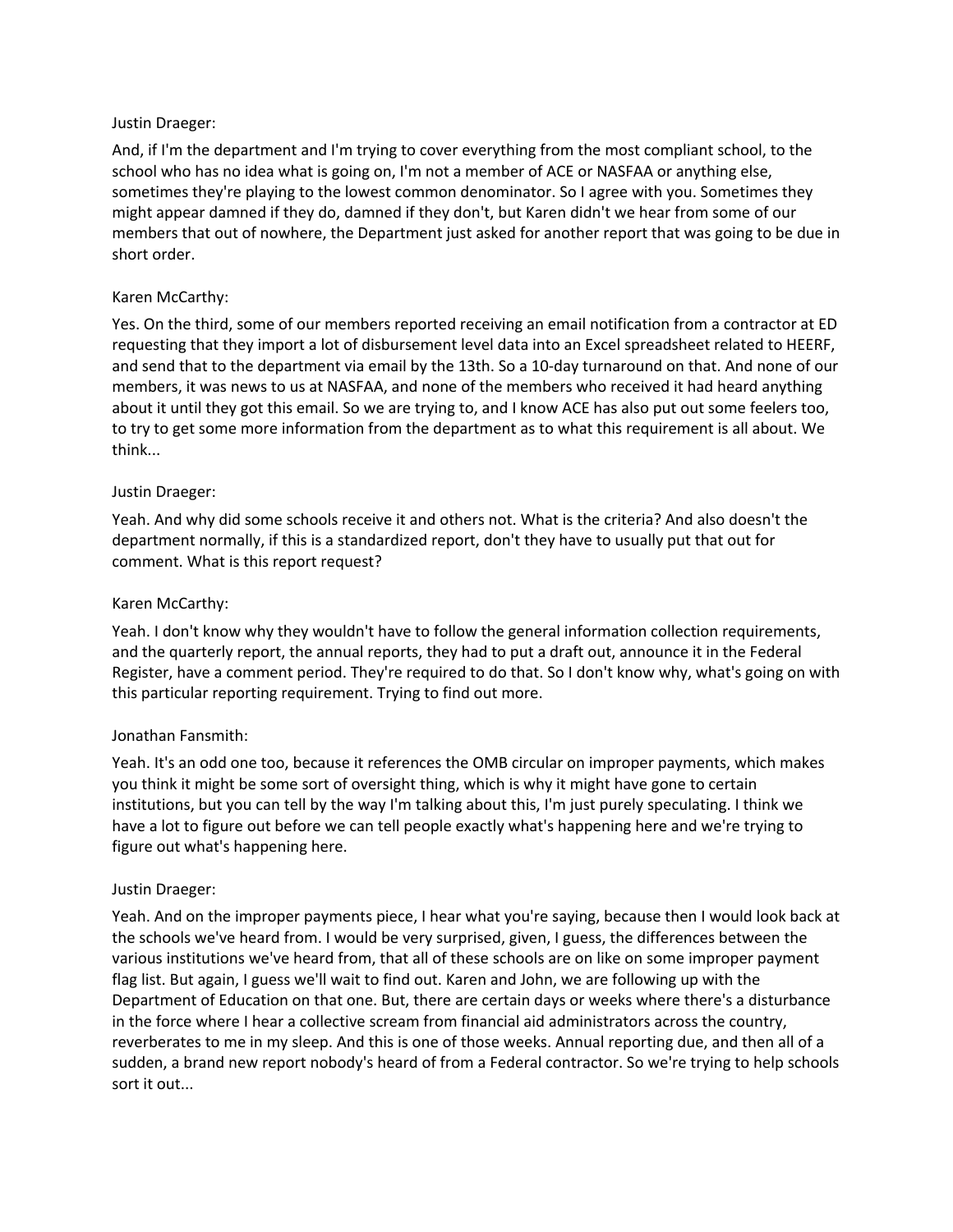Justin Draeger:

And, if I'm the department and I'm trying to cover everything from the most compliant school, to the school who has no idea what is going on, I'm not a member of ACE or NASFAA or anything else, sometimes they're playing to the lowest common denominator. So I agree with you. Sometimes they might appear damned if they do, damned if they don't, but Karen didn't we hear from some of our members that out of nowhere, the Department just asked for another report that was going to be due in short order.

Karen McCarthy:

Yes. On the third, some of our members reported receiving an email notification from a contractor at ED requesting that they import a lot of disbursement level data into an Excel spreadsheet related to HEERF, and send that to the department via email by the 13th. So a 10-day turnaround on that. And none of our members, it was news to us at NASFAA, and none of the members who received it had heard anything about it until they got this email. So we are trying to, and I know ACE has also put out some feelers too, to try to get some more information from the department as to what this requirement is all about. We think...

Justin Draeger:

Yeah. And why did some schools receive it and others not. What is the criteria? And also doesn't the department normally, if this is a standardized report, don't they have to usually put that out for comment. What is this report request?

Karen McCarthy:

Yeah. I don't know why they wouldn't have to follow the general information collection requirements, and the quarterly report, the annual reports, they had to put a draft out, announce it in the Federal Register, have a comment period. They're required to do that. So I don't know why, what's going on with this particular reporting requirement. Trying to find out more.

Jonathan Fansmith:

Yeah. It's an odd one too, because it references the OMB circular on improper payments, which makes you think it might be some sort of oversight thing, which is why it might have gone to certain institutions, but you can tell by the way I'm talking about this, I'm just purely speculating. I think we have a lot to figure out before we can tell people exactly what's happening here and we're trying to figure out what's happening here.

Justin Draeger:

Yeah. And on the improper payments piece, I hear what you're saying, because then I would look back at the schools we've heard from. I would be very surprised, given, I guess, the differences between the various institutions we've heard from, that all of these schools are on like on some improper payment flag list. But again, I guess we'll wait to find out. Karen and John, we are following up with the Department of Education on that one. But, there are certain days or weeks where there's a disturbance in the force where I hear a collective scream from financial aid administrators across the country, reverberates to me in my sleep. And this is one of those weeks. Annual reporting due, and then all of a sudden, a brand new report nobody's heard of from a Federal contractor. So we're trying to help schools sort it out...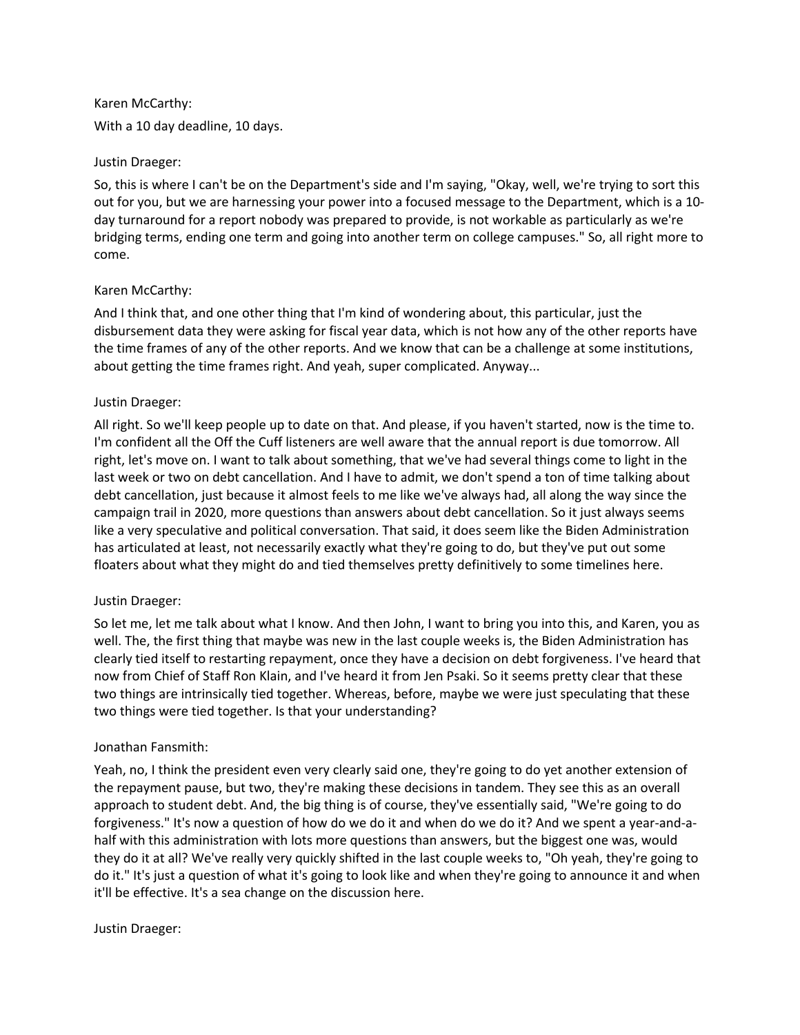Karen McCarthy:

With a 10 day deadline, 10 days.

Justin Draeger:

So, this is where I can't be on the Department's side and I'm saying, "Okay, well, we're trying to sort this out for you, but we are harnessing your power into a focused message to the Department, which is a 10-day turnaround for a report nobody was prepared to provide, is not workable as particularly as we're bridging terms, ending one term and going into another term on college campuses." So, all right more to come.

Karen McCarthy:

And I think that, and one other thing that I'm kind of wondering about, this particular, just the disbursement data they were asking for fiscal year data, which is not how any of the other reports have the time frames of any of the other reports. And we know that can be a challenge at some institutions, about getting the time frames right. And yeah, super complicated. Anyway...

Justin Draeger:

All right. So we'll keep people up to date on that. And please, if you haven't started, now is the time to. I'm confident all the Off the Cuff listeners are well aware that the annual report is due tomorrow. All right, let's move on. I want to talk about something, that we've had several things come to light in the last week or two on debt cancellation. And I have to admit, we don't spend a ton of time talking about debt cancellation, just because it almost feels to me like we've always had, all along the way since the campaign trail in 2020, more questions than answers about debt cancellation. So it just always seems like a very speculative and political conversation. That said, it does seem like the Biden Administration has articulated at least, not necessarily exactly what they're going to do, but they've put out some floaters about what they might do and tied themselves pretty definitively to some timelines here.

Justin Draeger:

So let me, let me talk about what I know. And then John, I want to bring you into this, and Karen, you as well. The, the first thing that maybe was new in the last couple weeks is, the Biden Administration has clearly tied itself to restarting repayment, once they have a decision on debt forgiveness. I've heard that now from Chief of Staff Ron Klain, and I've heard it from Jen Psaki. So it seems pretty clear that these two things are intrinsically tied together. Whereas, before, maybe we were just speculating that these two things were tied together. Is that your understanding?

Jonathan Fansmith:

Yeah, no, I think the president even very clearly said one, they're going to do yet another extension of the repayment pause, but two, they're making these decisions in tandem. They see this as an overall approach to student debt. And, the big thing is of course, they've essentially said, "We're going to do forgiveness." It's now a question of how do we do it and when do we do it? And we spent a year-and-a-half with this administration with lots more questions than answers, but the biggest one was, would they do it at all? We've really very quickly shifted in the last couple weeks to, "Oh yeah, they're going to do it." It's just a question of what it's going to look like and when they're going to announce it and when it'll be effective. It's a sea change on the discussion here.

Justin Draeger: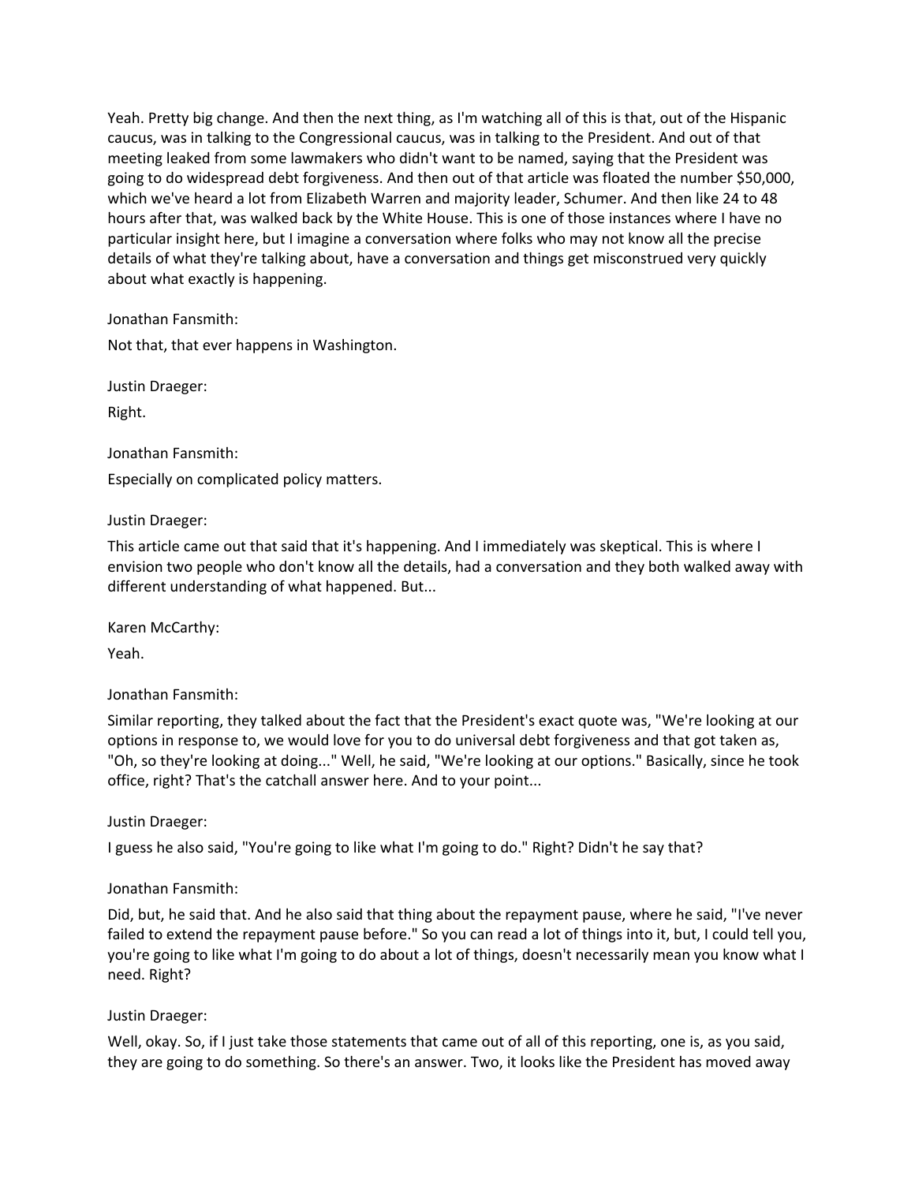Yeah. Pretty big change. And then the next thing, as I'm watching all of this is that, out of the Hispanic caucus, was in talking to the Congressional caucus, was in talking to the President. And out of that meeting leaked from some lawmakers who didn't want to be named, saying that the President was going to do widespread debt forgiveness. And then out of that article was floated the number $50,000, which we've heard a lot from Elizabeth Warren and majority leader, Schumer. And then like 24 to 48 hours after that, was walked back by the White House. This is one of those instances where I have no particular insight here, but I imagine a conversation where folks who may not know all the precise details of what they're talking about, have a conversation and things get misconstrued very quickly about what exactly is happening.

Jonathan Fansmith:

Not that, that ever happens in Washington.

Justin Draeger:

Right.

Jonathan Fansmith:

Especially on complicated policy matters.

Justin Draeger:

This article came out that said that it's happening. And I immediately was skeptical. This is where I envision two people who don't know all the details, had a conversation and they both walked away with different understanding of what happened. But...

Karen McCarthy:

Yeah.

Jonathan Fansmith:

Similar reporting, they talked about the fact that the President's exact quote was, "We're looking at our options in response to, we would love for you to do universal debt forgiveness and that got taken as, "Oh, so they're looking at doing..." Well, he said, "We're looking at our options." Basically, since he took office, right? That's the catchall answer here. And to your point...

Justin Draeger:

I guess he also said, "You're going to like what I'm going to do." Right? Didn't he say that?

Jonathan Fansmith:

Did, but, he said that. And he also said that thing about the repayment pause, where he said, "I've never failed to extend the repayment pause before." So you can read a lot of things into it, but, I could tell you, you're going to like what I'm going to do about a lot of things, doesn't necessarily mean you know what I need. Right?

Justin Draeger:

Well, okay. So, if I just take those statements that came out of all of this reporting, one is, as you said, they are going to do something. So there's an answer. Two, it looks like the President has moved away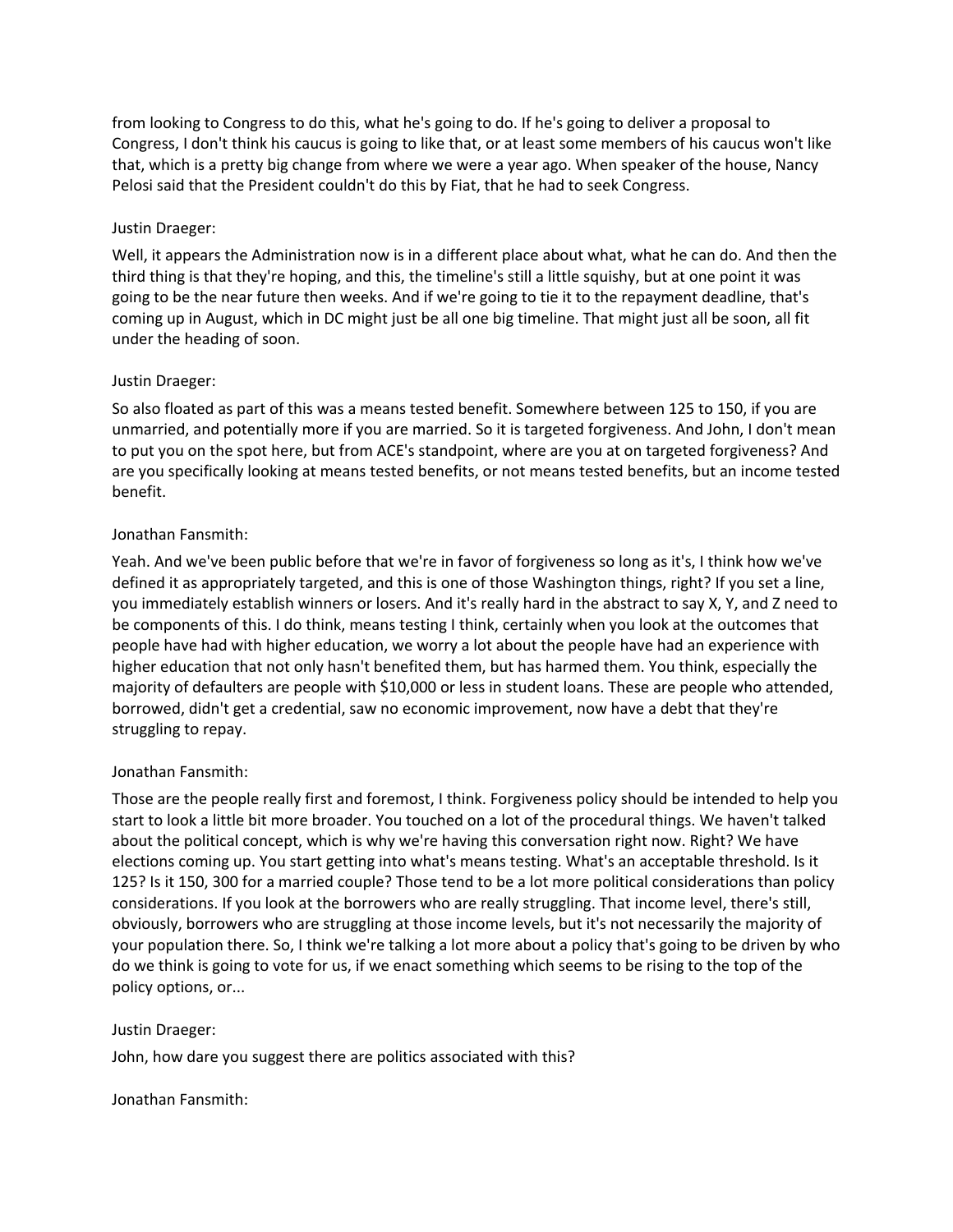from looking to Congress to do this, what he's going to do. If he's going to deliver a proposal to Congress, I don't think his caucus is going to like that, or at least some members of his caucus won't like that, which is a pretty big change from where we were a year ago. When speaker of the house, Nancy Pelosi said that the President couldn't do this by Fiat, that he had to seek Congress.

Justin Draeger:

Well, it appears the Administration now is in a different place about what, what he can do. And then the third thing is that they're hoping, and this, the timeline's still a little squishy, but at one point it was going to be the near future then weeks. And if we're going to tie it to the repayment deadline, that's coming up in August, which in DC might just be all one big timeline. That might just all be soon, all fit under the heading of soon.

Justin Draeger:

So also floated as part of this was a means tested benefit. Somewhere between 125 to 150, if you are unmarried, and potentially more if you are married. So it is targeted forgiveness. And John, I don't mean to put you on the spot here, but from ACE's standpoint, where are you at on targeted forgiveness? And are you specifically looking at means tested benefits, or not means tested benefits, but an income tested benefit.

Jonathan Fansmith:

Yeah. And we've been public before that we're in favor of forgiveness so long as it's, I think how we've defined it as appropriately targeted, and this is one of those Washington things, right? If you set a line, you immediately establish winners or losers. And it's really hard in the abstract to say X, Y, and Z need to be components of this. I do think, means testing I think, certainly when you look at the outcomes that people have had with higher education, we worry a lot about the people have had an experience with higher education that not only hasn't benefited them, but has harmed them. You think, especially the majority of defaulters are people with $10,000 or less in student loans. These are people who attended, borrowed, didn't get a credential, saw no economic improvement, now have a debt that they're struggling to repay.

Jonathan Fansmith:

Those are the people really first and foremost, I think. Forgiveness policy should be intended to help you start to look a little bit more broader. You touched on a lot of the procedural things. We haven't talked about the political concept, which is why we're having this conversation right now. Right? We have elections coming up. You start getting into what's means testing. What's an acceptable threshold. Is it 125? Is it 150, 300 for a married couple? Those tend to be a lot more political considerations than policy considerations. If you look at the borrowers who are really struggling. That income level, there's still, obviously, borrowers who are struggling at those income levels, but it's not necessarily the majority of your population there. So, I think we're talking a lot more about a policy that's going to be driven by who do we think is going to vote for us, if we enact something which seems to be rising to the top of the policy options, or...

Justin Draeger:

John, how dare you suggest there are politics associated with this?

Jonathan Fansmith: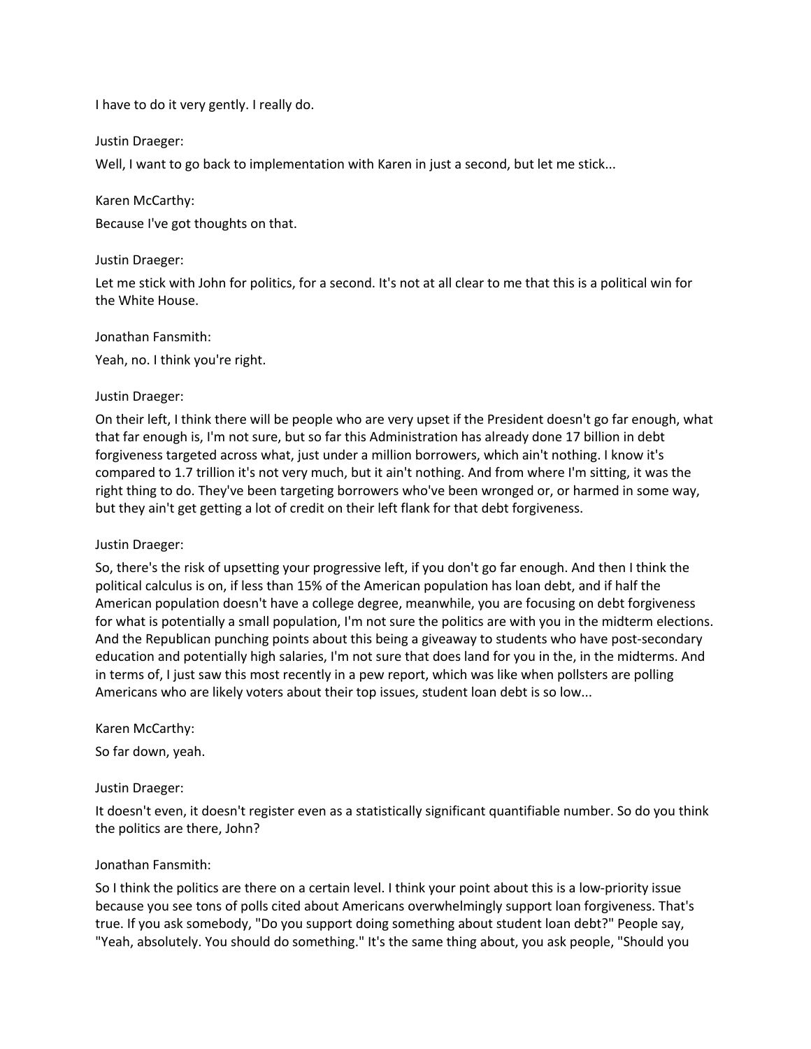I have to do it very gently. I really do.

Justin Draeger:

Well, I want to go back to implementation with Karen in just a second, but let me stick...

Karen McCarthy:

Because I've got thoughts on that.

Justin Draeger:

Let me stick with John for politics, for a second. It's not at all clear to me that this is a political win for the White House.

Jonathan Fansmith:

Yeah, no. I think you're right.

Justin Draeger:

On their left, I think there will be people who are very upset if the President doesn't go far enough, what that far enough is, I'm not sure, but so far this Administration has already done 17 billion in debt forgiveness targeted across what, just under a million borrowers, which ain't nothing. I know it's compared to 1.7 trillion it's not very much, but it ain't nothing. And from where I'm sitting, it was the right thing to do. They've been targeting borrowers who've been wronged or, or harmed in some way, but they ain't get getting a lot of credit on their left flank for that debt forgiveness.

Justin Draeger:

So, there's the risk of upsetting your progressive left, if you don't go far enough. And then I think the political calculus is on, if less than 15% of the American population has loan debt, and if half the American population doesn't have a college degree, meanwhile, you are focusing on debt forgiveness for what is potentially a small population, I'm not sure the politics are with you in the midterm elections. And the Republican punching points about this being a giveaway to students who have post-secondary education and potentially high salaries, I'm not sure that does land for you in the, in the midterms. And in terms of, I just saw this most recently in a pew report, which was like when pollsters are polling Americans who are likely voters about their top issues, student loan debt is so low...

Karen McCarthy:

So far down, yeah.

Justin Draeger:

It doesn't even, it doesn't register even as a statistically significant quantifiable number. So do you think the politics are there, John?

Jonathan Fansmith:

So I think the politics are there on a certain level. I think your point about this is a low-priority issue because you see tons of polls cited about Americans overwhelmingly support loan forgiveness. That's true. If you ask somebody, "Do you support doing something about student loan debt?" People say, "Yeah, absolutely. You should do something." It's the same thing about, you ask people, "Should you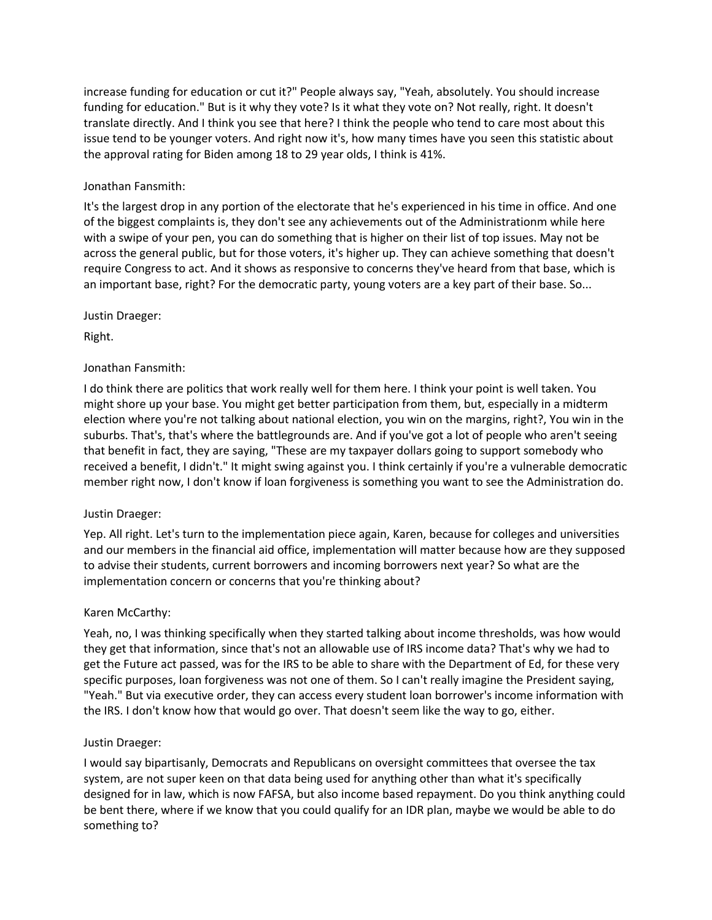increase funding for education or cut it?" People always say, "Yeah, absolutely. You should increase funding for education." But is it why they vote? Is it what they vote on? Not really, right. It doesn't translate directly. And I think you see that here? I think the people who tend to care most about this issue tend to be younger voters. And right now it's, how many times have you seen this statistic about the approval rating for Biden among 18 to 29 year olds, I think is 41%.

Jonathan Fansmith:

It's the largest drop in any portion of the electorate that he's experienced in his time in office. And one of the biggest complaints is, they don't see any achievements out of the Administrationm while here with a swipe of your pen, you can do something that is higher on their list of top issues. May not be across the general public, but for those voters, it's higher up. They can achieve something that doesn't require Congress to act. And it shows as responsive to concerns they've heard from that base, which is an important base, right? For the democratic party, young voters are a key part of their base. So...

Justin Draeger:

Right.

Jonathan Fansmith:

I do think there are politics that work really well for them here. I think your point is well taken. You might shore up your base. You might get better participation from them, but, especially in a midterm election where you're not talking about national election, you win on the margins, right?, You win in the suburbs. That's, that's where the battlegrounds are. And if you've got a lot of people who aren't seeing that benefit in fact, they are saying, "These are my taxpayer dollars going to support somebody who received a benefit, I didn't." It might swing against you. I think certainly if you're a vulnerable democratic member right now, I don't know if loan forgiveness is something you want to see the Administration do.

Justin Draeger:

Yep. All right. Let's turn to the implementation piece again, Karen, because for colleges and universities and our members in the financial aid office, implementation will matter because how are they supposed to advise their students, current borrowers and incoming borrowers next year? So what are the implementation concern or concerns that you're thinking about?

Karen McCarthy:

Yeah, no, I was thinking specifically when they started talking about income thresholds, was how would they get that information, since that's not an allowable use of IRS income data? That's why we had to get the Future act passed, was for the IRS to be able to share with the Department of Ed, for these very specific purposes, loan forgiveness was not one of them. So I can't really imagine the President saying, "Yeah." But via executive order, they can access every student loan borrower's income information with the IRS. I don't know how that would go over. That doesn't seem like the way to go, either.

Justin Draeger:

I would say bipartisanly, Democrats and Republicans on oversight committees that oversee the tax system, are not super keen on that data being used for anything other than what it's specifically designed for in law, which is now FAFSA, but also income based repayment. Do you think anything could be bent there, where if we know that you could qualify for an IDR plan, maybe we would be able to do something to?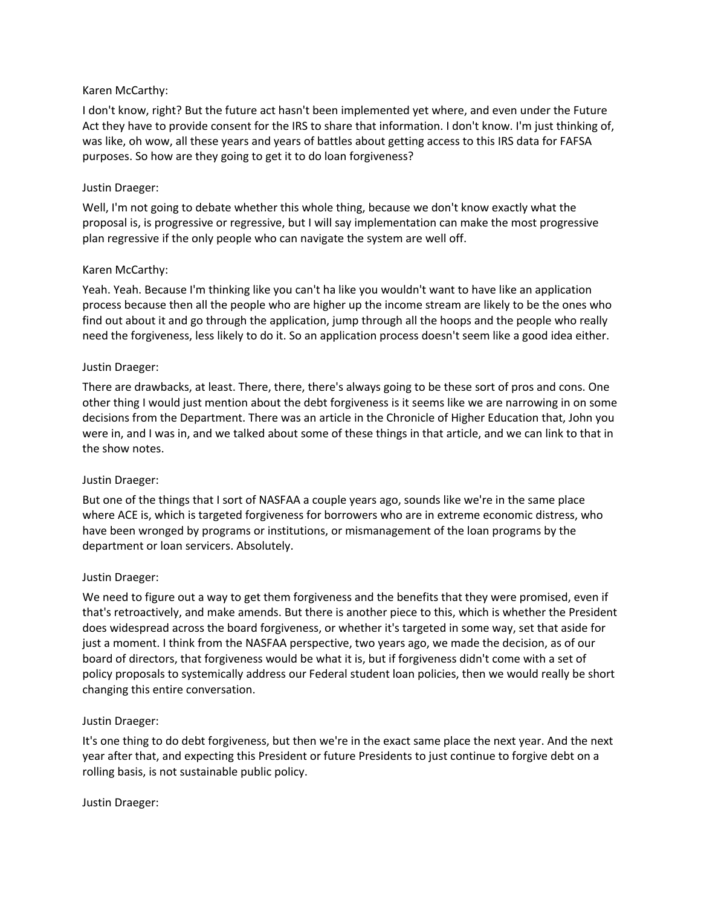Karen McCarthy:

I don't know, right? But the future act hasn't been implemented yet where, and even under the Future Act they have to provide consent for the IRS to share that information. I don't know. I'm just thinking of, was like, oh wow, all these years and years of battles about getting access to this IRS data for FAFSA purposes. So how are they going to get it to do loan forgiveness?

Justin Draeger:

Well, I'm not going to debate whether this whole thing, because we don't know exactly what the proposal is, is progressive or regressive, but I will say implementation can make the most progressive plan regressive if the only people who can navigate the system are well off.

Karen McCarthy:

Yeah. Yeah. Because I'm thinking like you can't ha like you wouldn't want to have like an application process because then all the people who are higher up the income stream are likely to be the ones who find out about it and go through the application, jump through all the hoops and the people who really need the forgiveness, less likely to do it. So an application process doesn't seem like a good idea either.

Justin Draeger:

There are drawbacks, at least. There, there, there's always going to be these sort of pros and cons. One other thing I would just mention about the debt forgiveness is it seems like we are narrowing in on some decisions from the Department. There was an article in the Chronicle of Higher Education that, John you were in, and I was in, and we talked about some of these things in that article, and we can link to that in the show notes.

Justin Draeger:

But one of the things that I sort of NASFAA a couple years ago, sounds like we're in the same place where ACE is, which is targeted forgiveness for borrowers who are in extreme economic distress, who have been wronged by programs or institutions, or mismanagement of the loan programs by the department or loan servicers. Absolutely.

Justin Draeger:

We need to figure out a way to get them forgiveness and the benefits that they were promised, even if that's retroactively, and make amends. But there is another piece to this, which is whether the President does widespread across the board forgiveness, or whether it's targeted in some way, set that aside for just a moment. I think from the NASFAA perspective, two years ago, we made the decision, as of our board of directors, that forgiveness would be what it is, but if forgiveness didn't come with a set of policy proposals to systemically address our Federal student loan policies, then we would really be short changing this entire conversation.

Justin Draeger:

It's one thing to do debt forgiveness, but then we're in the exact same place the next year. And the next year after that, and expecting this President or future Presidents to just continue to forgive debt on a rolling basis, is not sustainable public policy.

Justin Draeger: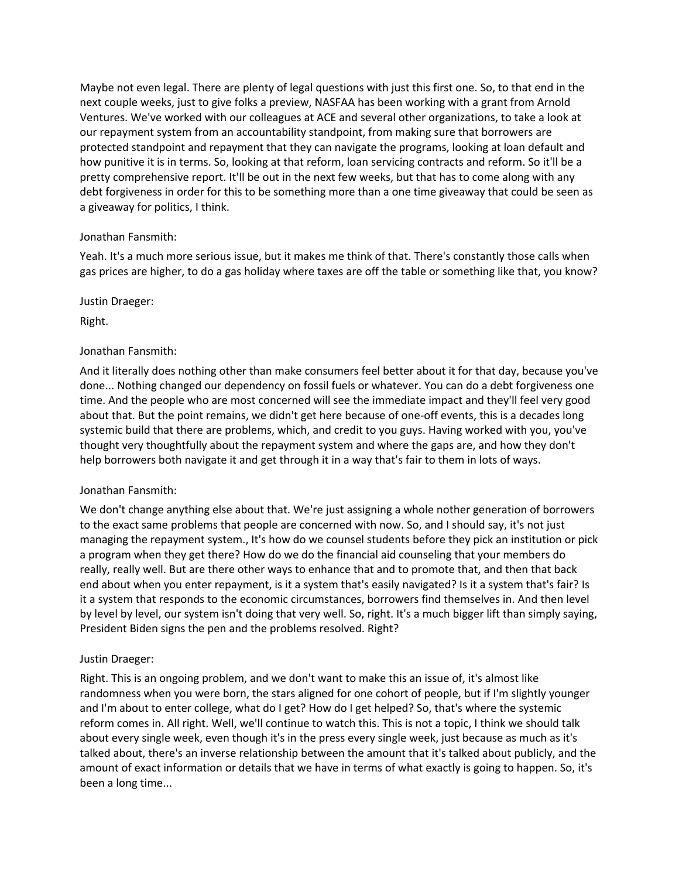Maybe not even legal. There are plenty of legal questions with just this first one. So, to that end in the next couple weeks, just to give folks a preview, NASFAA has been working with a grant from Arnold Ventures. We've worked with our colleagues at ACE and several other organizations, to take a look at our repayment system from an accountability standpoint, from making sure that borrowers are protected standpoint and repayment that they can navigate the programs, looking at loan default and how punitive it is in terms. So, looking at that reform, loan servicing contracts and reform. So it'll be a pretty comprehensive report. It'll be out in the next few weeks, but that has to come along with any debt forgiveness in order for this to be something more than a one time giveaway that could be seen as a giveaway for politics, I think.

Jonathan Fansmith:

Yeah. It's a much more serious issue, but it makes me think of that. There's constantly those calls when gas prices are higher, to do a gas holiday where taxes are off the table or something like that, you know?

Justin Draeger:

Right.

Jonathan Fansmith:

And it literally does nothing other than make consumers feel better about it for that day, because you've done... Nothing changed our dependency on fossil fuels or whatever. You can do a debt forgiveness one time. And the people who are most concerned will see the immediate impact and they'll feel very good about that. But the point remains, we didn't get here because of one-off events, this is a decades long systemic build that there are problems, which, and credit to you guys. Having worked with you, you've thought very thoughtfully about the repayment system and where the gaps are, and how they don't help borrowers both navigate it and get through it in a way that's fair to them in lots of ways.

Jonathan Fansmith:

We don't change anything else about that. We're just assigning a whole nother generation of borrowers to the exact same problems that people are concerned with now. So, and I should say, it's not just managing the repayment system., It's how do we counsel students before they pick an institution or pick a program when they get there? How do we do the financial aid counseling that your members do really, really well. But are there other ways to enhance that and to promote that, and then that back end about when you enter repayment, is it a system that's easily navigated? Is it a system that's fair? Is it a system that responds to the economic circumstances, borrowers find themselves in. And then level by level by level, our system isn't doing that very well. So, right. It's a much bigger lift than simply saying, President Biden signs the pen and the problems resolved. Right?

Justin Draeger:

Right. This is an ongoing problem, and we don't want to make this an issue of, it's almost like randomness when you were born, the stars aligned for one cohort of people, but if I'm slightly younger and I'm about to enter college, what do I get? How do I get helped? So, that's where the systemic reform comes in. All right. Well, we'll continue to watch this. This is not a topic, I think we should talk about every single week, even though it's in the press every single week, just because as much as it's talked about, there's an inverse relationship between the amount that it's talked about publicly, and the amount of exact information or details that we have in terms of what exactly is going to happen. So, it's been a long time...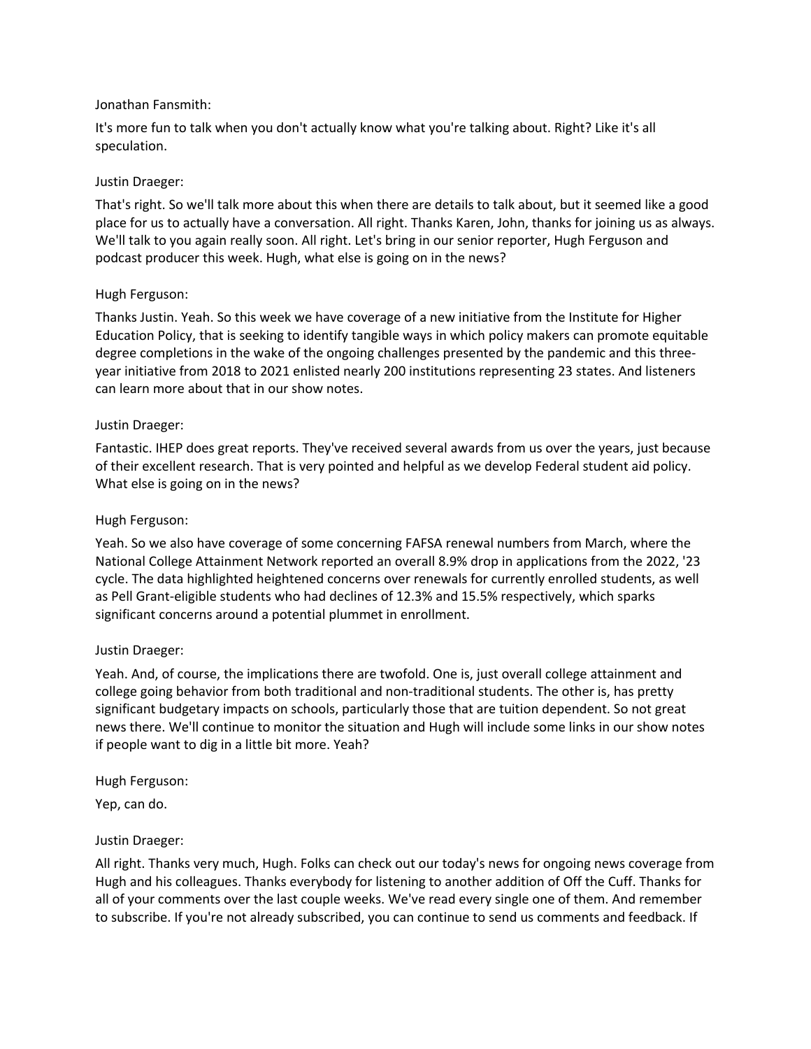Jonathan Fansmith:

It's more fun to talk when you don't actually know what you're talking about. Right? Like it's all speculation.

Justin Draeger:

That's right. So we'll talk more about this when there are details to talk about, but it seemed like a good place for us to actually have a conversation. All right. Thanks Karen, John, thanks for joining us as always. We'll talk to you again really soon. All right. Let's bring in our senior reporter, Hugh Ferguson and podcast producer this week. Hugh, what else is going on in the news?

Hugh Ferguson:

Thanks Justin. Yeah. So this week we have coverage of a new initiative from the Institute for Higher Education Policy, that is seeking to identify tangible ways in which policy makers can promote equitable degree completions in the wake of the ongoing challenges presented by the pandemic and this three-year initiative from 2018 to 2021 enlisted nearly 200 institutions representing 23 states. And listeners can learn more about that in our show notes.

Justin Draeger:

Fantastic. IHEP does great reports. They've received several awards from us over the years, just because of their excellent research. That is very pointed and helpful as we develop Federal student aid policy. What else is going on in the news?

Hugh Ferguson:

Yeah. So we also have coverage of some concerning FAFSA renewal numbers from March, where the National College Attainment Network reported an overall 8.9% drop in applications from the 2022, '23 cycle. The data highlighted heightened concerns over renewals for currently enrolled students, as well as Pell Grant-eligible students who had declines of 12.3% and 15.5% respectively, which sparks significant concerns around a potential plummet in enrollment.

Justin Draeger:

Yeah. And, of course, the implications there are twofold. One is, just overall college attainment and college going behavior from both traditional and non-traditional students. The other is, has pretty significant budgetary impacts on schools, particularly those that are tuition dependent. So not great news there. We'll continue to monitor the situation and Hugh will include some links in our show notes if people want to dig in a little bit more. Yeah?

Hugh Ferguson:

Yep, can do.

Justin Draeger:

All right. Thanks very much, Hugh. Folks can check out our today's news for ongoing news coverage from Hugh and his colleagues. Thanks everybody for listening to another addition of Off the Cuff. Thanks for all of your comments over the last couple weeks. We've read every single one of them. And remember to subscribe. If you're not already subscribed, you can continue to send us comments and feedback. If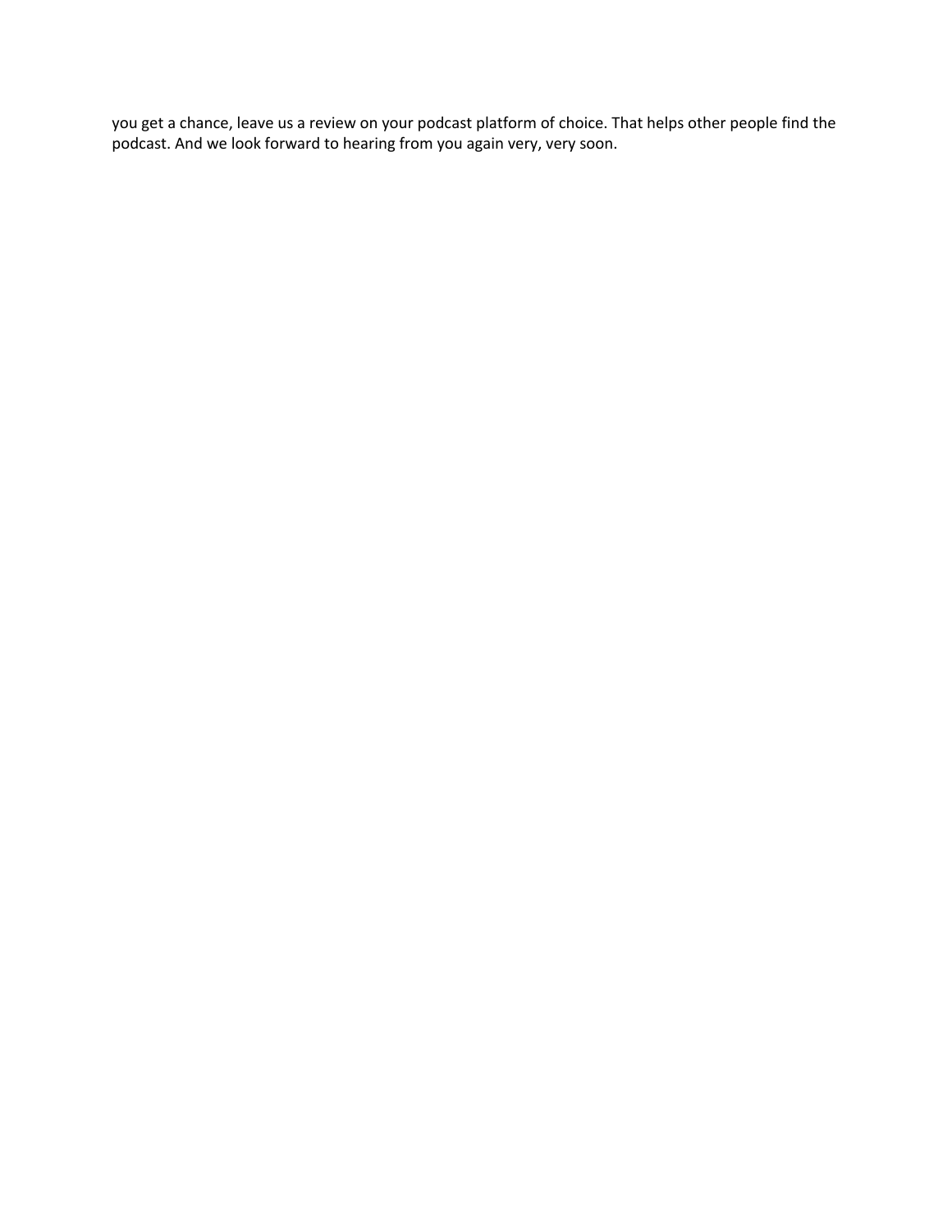you get a chance, leave us a review on your podcast platform of choice. That helps other people find the podcast. And we look forward to hearing from you again very, very soon.